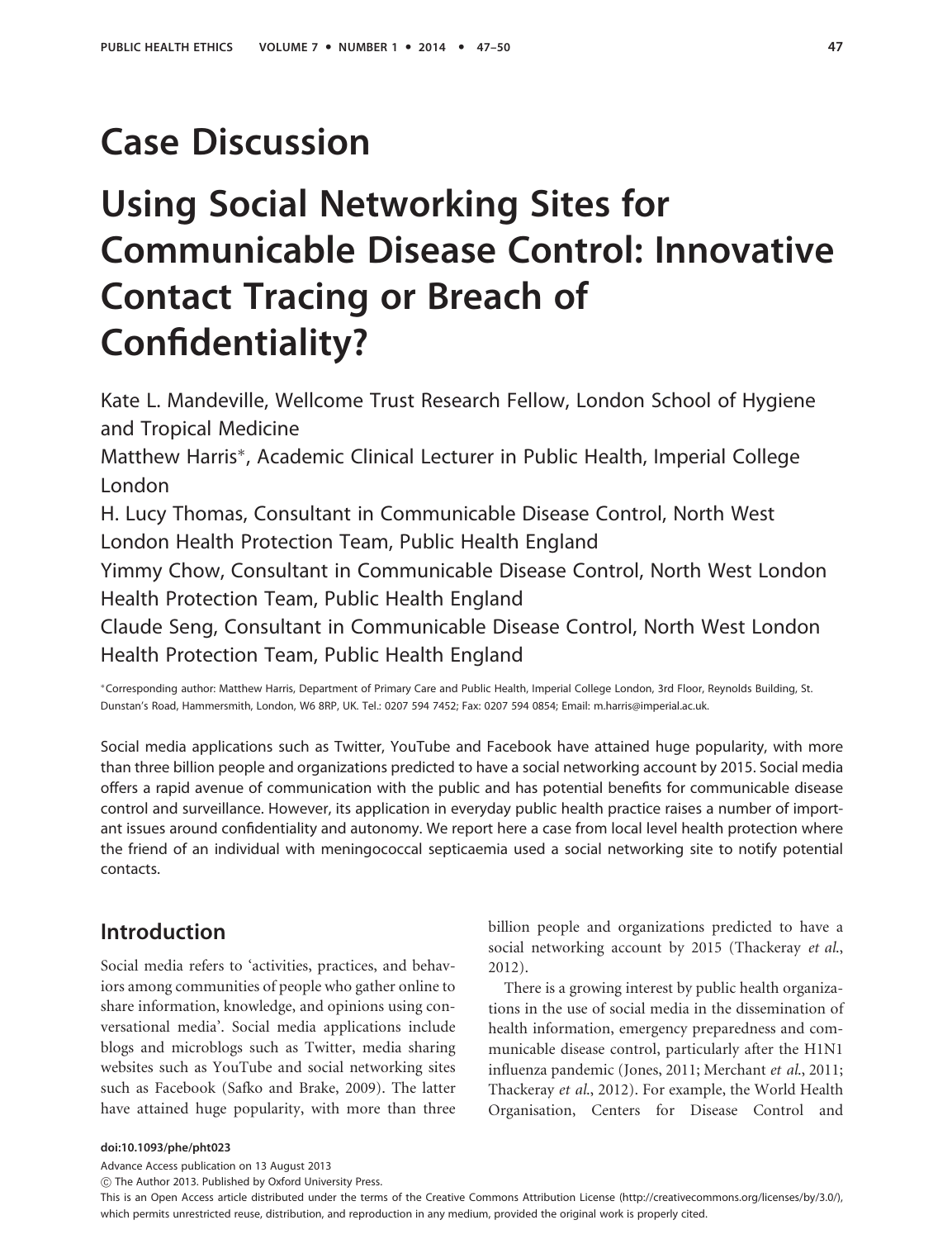# Case Discussion

# Using Social Networking Sites for Communicable Disease Control: Innovative Contact Tracing or Breach of Confidentiality?

Kate L. Mandeville, Wellcome Trust Research Fellow, London School of Hygiene and Tropical Medicine

Matthew Harris*, Academic Clinical Lecturer in Public Health, Imperial College London

H. Lucy Thomas, Consultant in Communicable Disease Control, North West London Health Protection Team, Public Health England

Yimmy Chow, Consultant in Communicable Disease Control, North West London Health Protection Team, Public Health England

Claude Seng, Consultant in Communicable Disease Control, North West London Health Protection Team, Public Health England

*Corresponding author: Matthew Harris, Department of Primary Care and Public Health, Imperial College London, 3rd Floor, Reynolds Building, St. Dunstan's Road, Hammersmith, London, W6 8RP, UK. Tel.: 0207 594 7452; Fax: 0207 594 0854; Email: m.harris@imperial.ac.uk.

Social media applications such as Twitter, YouTube and Facebook have attained huge popularity, with more than three billion people and organizations predicted to have a social networking account by 2015. Social media offers a rapid avenue of communication with the public and has potential benefits for communicable disease control and surveillance. However, its application in everyday public health practice raises a number of important issues around confidentiality and autonomy. We report here a case from local level health protection where the friend of an individual with meningococcal septicaemia used a social networking site to notify potential contacts.

## Introduction

Social media refers to 'activities, practices, and behaviors among communities of people who gather online to share information, knowledge, and opinions using conversational media'. Social media applications include blogs and microblogs such as Twitter, media sharing websites such as YouTube and social networking sites such as Facebook (Safko and Brake, 2009). The latter have attained huge popularity, with more than three billion people and organizations predicted to have a social networking account by 2015 (Thackeray *et al.*, 2012).

There is a growing interest by public health organizations in the use of social media in the dissemination of health information, emergency preparedness and communicable disease control, particularly after the H1N1 influenza pandemic (Jones, 2011; Merchant *et al.*, 2011; Thackeray *et al.*, 2012). For example, the World Health Organisation, Centers for Disease Control and

doi:10.1093/phe/pht023

Advance Access publication on 13 August 2013

© The Author 2013. Published by Oxford University Press.

This is an Open Access article distributed under the terms of the Creative Commons Attribution License (http://creativecommons.org/licenses/by/3.0/), which permits unrestricted reuse, distribution, and reproduction in any medium, provided the original work is properly cited.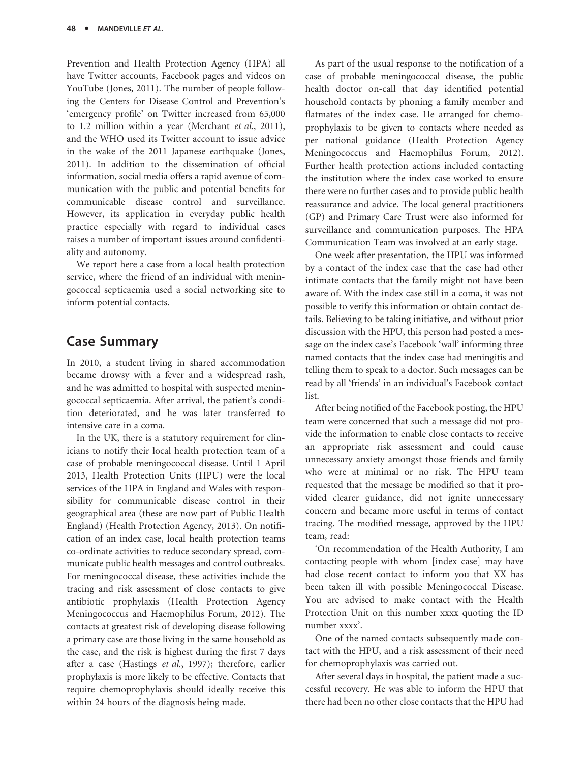Prevention and Health Protection Agency (HPA) all have Twitter accounts, Facebook pages and videos on YouTube (Jones, 2011). The number of people following the Centers for Disease Control and Prevention's 'emergency profile' on Twitter increased from 65,000 to 1.2 million within a year (Merchant *et al.*, 2011), and the WHO used its Twitter account to issue advice in the wake of the 2011 Japanese earthquake (Jones, 2011). In addition to the dissemination of official information, social media offers a rapid avenue of communication with the public and potential benefits for communicable disease control and surveillance. However, its application in everyday public health practice especially with regard to individual cases raises a number of important issues around confidentiality and autonomy.

We report here a case from a local health protection service, where the friend of an individual with meningococcal septicaemia used a social networking site to inform potential contacts.

## Case Summary

In 2010, a student living in shared accommodation became drowsy with a fever and a widespread rash, and he was admitted to hospital with suspected meningococcal septicaemia. After arrival, the patient's condition deteriorated, and he was later transferred to intensive care in a coma.

In the UK, there is a statutory requirement for clinicians to notify their local health protection team of a case of probable meningococcal disease. Until 1 April 2013, Health Protection Units (HPU) were the local services of the HPA in England and Wales with responsibility for communicable disease control in their geographical area (these are now part of Public Health England) (Health Protection Agency, 2013). On notification of an index case, local health protection teams co-ordinate activities to reduce secondary spread, communicate public health messages and control outbreaks. For meningococcal disease, these activities include the tracing and risk assessment of close contacts to give antibiotic prophylaxis (Health Protection Agency Meningococcus and Haemophilus Forum, 2012). The contacts at greatest risk of developing disease following a primary case are those living in the same household as the case, and the risk is highest during the first 7 days after a case (Hastings *et al.*, 1997); therefore, earlier prophylaxis is more likely to be effective. Contacts that require chemoprophylaxis should ideally receive this within 24 hours of the diagnosis being made.

As part of the usual response to the notification of a case of probable meningococcal disease, the public health doctor on-call that day identified potential household contacts by phoning a family member and flatmates of the index case. He arranged for chemoprophylaxis to be given to contacts where needed as per national guidance (Health Protection Agency Meningococcus and Haemophilus Forum, 2012). Further health protection actions included contacting the institution where the index case worked to ensure there were no further cases and to provide public health reassurance and advice. The local general practitioners (GP) and Primary Care Trust were also informed for surveillance and communication purposes. The HPA Communication Team was involved at an early stage.

One week after presentation, the HPU was informed by a contact of the index case that the case had other intimate contacts that the family might not have been aware of. With the index case still in a coma, it was not possible to verify this information or obtain contact details. Believing to be taking initiative, and without prior discussion with the HPU, this person had posted a message on the index case's Facebook 'wall' informing three named contacts that the index case had meningitis and telling them to speak to a doctor. Such messages can be read by all 'friends' in an individual's Facebook contact list.

After being notified of the Facebook posting, the HPU team were concerned that such a message did not provide the information to enable close contacts to receive an appropriate risk assessment and could cause unnecessary anxiety amongst those friends and family who were at minimal or no risk. The HPU team requested that the message be modified so that it provided clearer guidance, did not ignite unnecessary concern and became more useful in terms of contact tracing. The modified message, approved by the HPU team, read:

'On recommendation of the Health Authority, I am contacting people with whom [index case] may have had close recent contact to inform you that XX has been taken ill with possible Meningococcal Disease. You are advised to make contact with the Health Protection Unit on this number xxxx quoting the ID number xxxx'.

One of the named contacts subsequently made contact with the HPU, and a risk assessment of their need for chemoprophylaxis was carried out.

After several days in hospital, the patient made a successful recovery. He was able to inform the HPU that there had been no other close contacts that the HPU had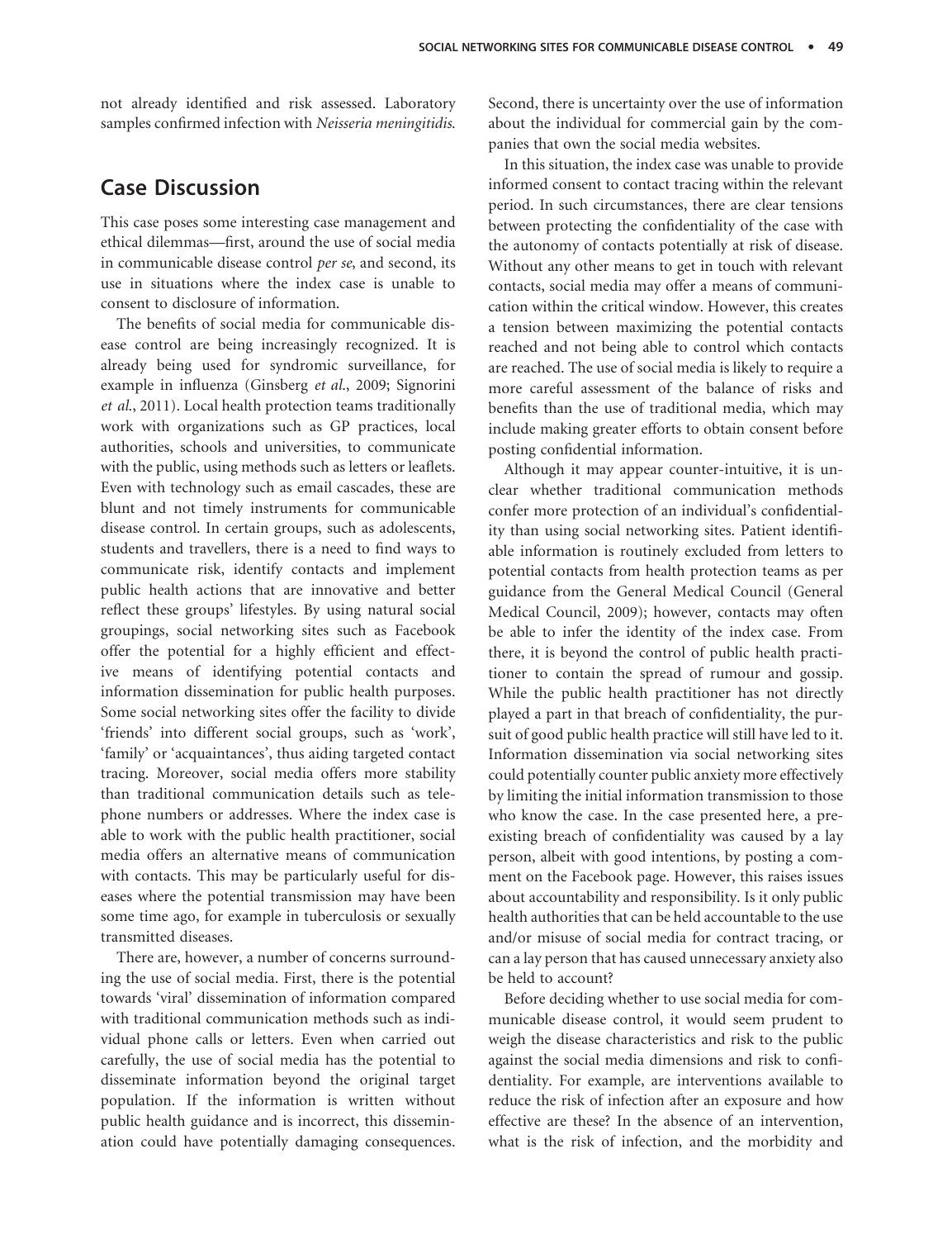not already identified and risk assessed. Laboratory samples confirmed infection with *Neisseria meningitidis*.

## Case Discussion

This case poses some interesting case management and ethical dilemmas—first, around the use of social media in communicable disease control *per se*, and second, its use in situations where the index case is unable to consent to disclosure of information.

The benefits of social media for communicable disease control are being increasingly recognized. It is already being used for syndromic surveillance, for example in influenza (Ginsberg *et al*., 2009; Signorini *et al*., 2011). Local health protection teams traditionally work with organizations such as GP practices, local authorities, schools and universities, to communicate with the public, using methods such as letters or leaflets. Even with technology such as email cascades, these are blunt and not timely instruments for communicable disease control. In certain groups, such as adolescents, students and travellers, there is a need to find ways to communicate risk, identify contacts and implement public health actions that are innovative and better reflect these groups' lifestyles. By using natural social groupings, social networking sites such as Facebook offer the potential for a highly efficient and effective means of identifying potential contacts and information dissemination for public health purposes. Some social networking sites offer the facility to divide 'friends' into different social groups, such as 'work', 'family' or 'acquaintances', thus aiding targeted contact tracing. Moreover, social media offers more stability than traditional communication details such as telephone numbers or addresses. Where the index case is able to work with the public health practitioner, social media offers an alternative means of communication with contacts. This may be particularly useful for diseases where the potential transmission may have been some time ago, for example in tuberculosis or sexually transmitted diseases.

There are, however, a number of concerns surrounding the use of social media. First, there is the potential towards 'viral' dissemination of information compared with traditional communication methods such as individual phone calls or letters. Even when carried out carefully, the use of social media has the potential to disseminate information beyond the original target population. If the information is written without public health guidance and is incorrect, this dissemination could have potentially damaging consequences. Second, there is uncertainty over the use of information about the individual for commercial gain by the companies that own the social media websites.

In this situation, the index case was unable to provide informed consent to contact tracing within the relevant period. In such circumstances, there are clear tensions between protecting the confidentiality of the case with the autonomy of contacts potentially at risk of disease. Without any other means to get in touch with relevant contacts, social media may offer a means of communication within the critical window. However, this creates a tension between maximizing the potential contacts reached and not being able to control which contacts are reached. The use of social media is likely to require a more careful assessment of the balance of risks and benefits than the use of traditional media, which may include making greater efforts to obtain consent before posting confidential information.

Although it may appear counter-intuitive, it is unclear whether traditional communication methods confer more protection of an individual's confidentiality than using social networking sites. Patient identifiable information is routinely excluded from letters to potential contacts from health protection teams as per guidance from the General Medical Council (General Medical Council, 2009); however, contacts may often be able to infer the identity of the index case. From there, it is beyond the control of public health practitioner to contain the spread of rumour and gossip. While the public health practitioner has not directly played a part in that breach of confidentiality, the pursuit of good public health practice will still have led to it. Information dissemination via social networking sites could potentially counter public anxiety more effectively by limiting the initial information transmission to those who know the case. In the case presented here, a preexisting breach of confidentiality was caused by a lay person, albeit with good intentions, by posting a comment on the Facebook page. However, this raises issues about accountability and responsibility. Is it only public health authorities that can be held accountable to the use and/or misuse of social media for contract tracing, or can a lay person that has caused unnecessary anxiety also be held to account?

Before deciding whether to use social media for communicable disease control, it would seem prudent to weigh the disease characteristics and risk to the public against the social media dimensions and risk to confidentiality. For example, are interventions available to reduce the risk of infection after an exposure and how effective are these? In the absence of an intervention, what is the risk of infection, and the morbidity and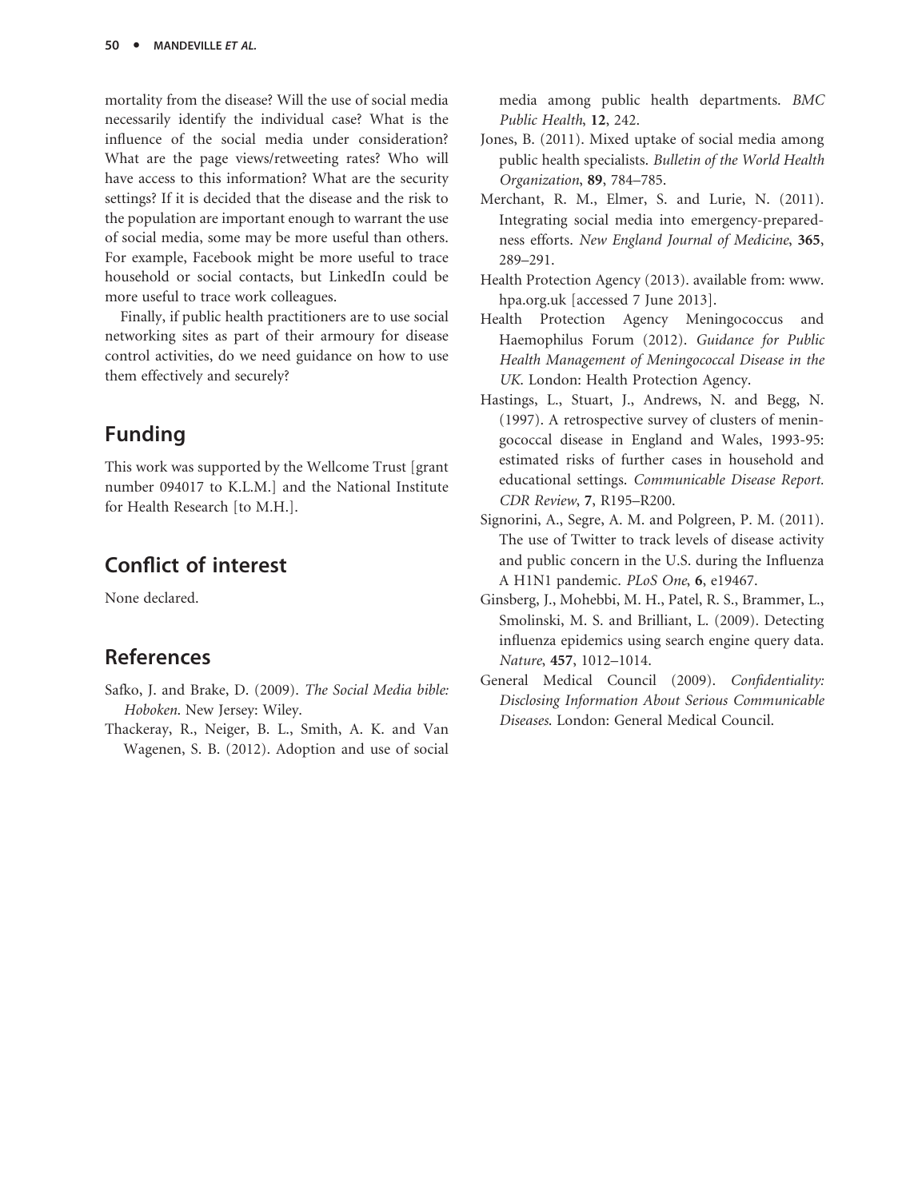mortality from the disease? Will the use of social media necessarily identify the individual case? What is the influence of the social media under consideration? What are the page views/retweeting rates? Who will have access to this information? What are the security settings? If it is decided that the disease and the risk to the population are important enough to warrant the use of social media, some may be more useful than others. For example, Facebook might be more useful to trace household or social contacts, but LinkedIn could be more useful to trace work colleagues.

Finally, if public health practitioners are to use social networking sites as part of their armoury for disease control activities, do we need guidance on how to use them effectively and securely?

## Funding

This work was supported by the Wellcome Trust [grant number 094017 to K.L.M.] and the National Institute for Health Research [to M.H.].

## Conflict of interest

None declared.

## References

Safko, J. and Brake, D. (2009). *The Social Media bible: Hoboken*. New Jersey: Wiley.

Thackeray, R., Neiger, B. L., Smith, A. K. and Van Wagenen, S. B. (2012). Adoption and use of social media among public health departments. *BMC Public Health*, **12**, 242.

Jones, B. (2011). Mixed uptake of social media among public health specialists. *Bulletin of the World Health Organization*, **89**, 784–785.

Merchant, R. M., Elmer, S. and Lurie, N. (2011). Integrating social media into emergency-preparedness efforts. *New England Journal of Medicine*, **365**, 289–291.

Health Protection Agency (2013). available from: www.hpa.org.uk [accessed 7 June 2013].

Health Protection Agency Meningococcus and Haemophilus Forum (2012). *Guidance for Public Health Management of Meningococcal Disease in the UK*. London: Health Protection Agency.

Hastings, L., Stuart, J., Andrews, N. and Begg, N. (1997). A retrospective survey of clusters of meningococcal disease in England and Wales, 1993-95: estimated risks of further cases in household and educational settings. *Communicable Disease Report. CDR Review*, **7**, R195–R200.

Signorini, A., Segre, A. M. and Polgreen, P. M. (2011). The use of Twitter to track levels of disease activity and public concern in the U.S. during the Influenza A H1N1 pandemic. *PLoS One*, **6**, e19467.

Ginsberg, J., Mohebbi, M. H., Patel, R. S., Brammer, L., Smolinski, M. S. and Brilliant, L. (2009). Detecting influenza epidemics using search engine query data. *Nature*, **457**, 1012–1014.

General Medical Council (2009). *Confidentiality: Disclosing Information About Serious Communicable Diseases*. London: General Medical Council.